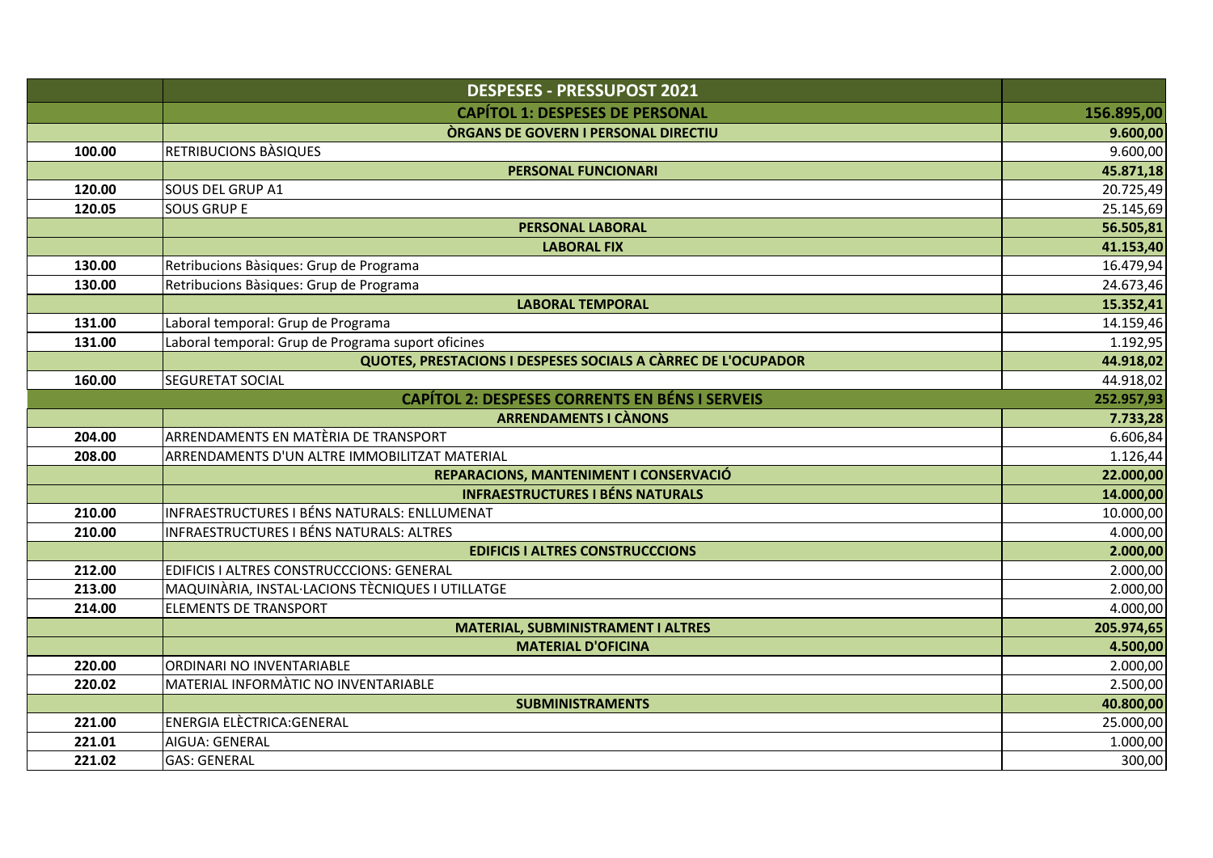| | DESPESES - PRESSUPOST 2021 | |
|---|---|---|
| | **CAPÍTOL 1: DESPESES DE PERSONAL** | **156.895,00** |
| | **ÒRGANS DE GOVERN I PERSONAL DIRECTIU** | **9.600,00** |
| **100.00** | RETRIBUCIONS BÀSIQUES | 9.600,00 |
| | **PERSONAL FUNCIONARI** | **45.871,18** |
| **120.00** | SOUS DEL GRUP A1 | 20.725,49 |
| **120.05** | SOUS GRUP E | 25.145,69 |
| | **PERSONAL LABORAL** | **56.505,81** |
| | **LABORAL FIX** | **41.153,40** |
| **130.00** | Retribucions Bàsiques: Grup de Programa | 16.479,94 |
| **130.00** | Retribucions Bàsiques: Grup de Programa | 24.673,46 |
| | **LABORAL TEMPORAL** | **15.352,41** |
| **131.00** | Laboral temporal: Grup de Programa | 14.159,46 |
| **131.00** | Laboral temporal: Grup de Programa suport oficines | 1.192,95 |
| | **QUOTES, PRESTACIONS I DESPESES SOCIALS A CÀRREC DE L'OCUPADOR** | **44.918,02** |
| **160.00** | SEGURETAT SOCIAL | 44.918,02 |
| | **CAPÍTOL 2: DESPESES CORRENTS EN BÉNS I SERVEIS** | **252.957,93** |
| | **ARRENDAMENTS I CÀNONS** | **7.733,28** |
| **204.00** | ARRENDAMENTS EN MATÈRIA DE TRANSPORT | 6.606,84 |
| **208.00** | ARRENDAMENTS D'UN ALTRE IMMOBILITZAT MATERIAL | 1.126,44 |
| | **REPARACIONS, MANTENIMENT I CONSERVACIÓ** | **22.000,00** |
| | **INFRAESTRUCTURES I BÉNS NATURALS** | **14.000,00** |
| **210.00** | INFRAESTRUCTURES I BÉNS NATURALS: ENLLUMENAT | 10.000,00 |
| **210.00** | INFRAESTRUCTURES I BÉNS NATURALS: ALTRES | 4.000,00 |
| | **EDIFICIS I ALTRES CONSTRUCCCIONS** | **2.000,00** |
| **212.00** | EDIFICIS I ALTRES CONSTRUCCCIONS: GENERAL | 2.000,00 |
| **213.00** | MAQUINÀRIA, INSTAL·LACIONS TÈCNIQUES I UTILLATGE | 2.000,00 |
| **214.00** | ELEMENTS DE TRANSPORT | 4.000,00 |
| | **MATERIAL, SUBMINISTRAMENT I ALTRES** | **205.974,65** |
| | **MATERIAL D'OFICINA** | **4.500,00** |
| **220.00** | ORDINARI NO INVENTARIABLE | 2.000,00 |
| **220.02** | MATERIAL INFORMÀTIC NO INVENTARIABLE | 2.500,00 |
| | **SUBMINISTRAMENTS** | **40.800,00** |
| **221.00** | ENERGIA ELÈCTRICA:GENERAL | 25.000,00 |
| **221.01** | AIGUA: GENERAL | 1.000,00 |
| **221.02** | GAS: GENERAL | 300,00 |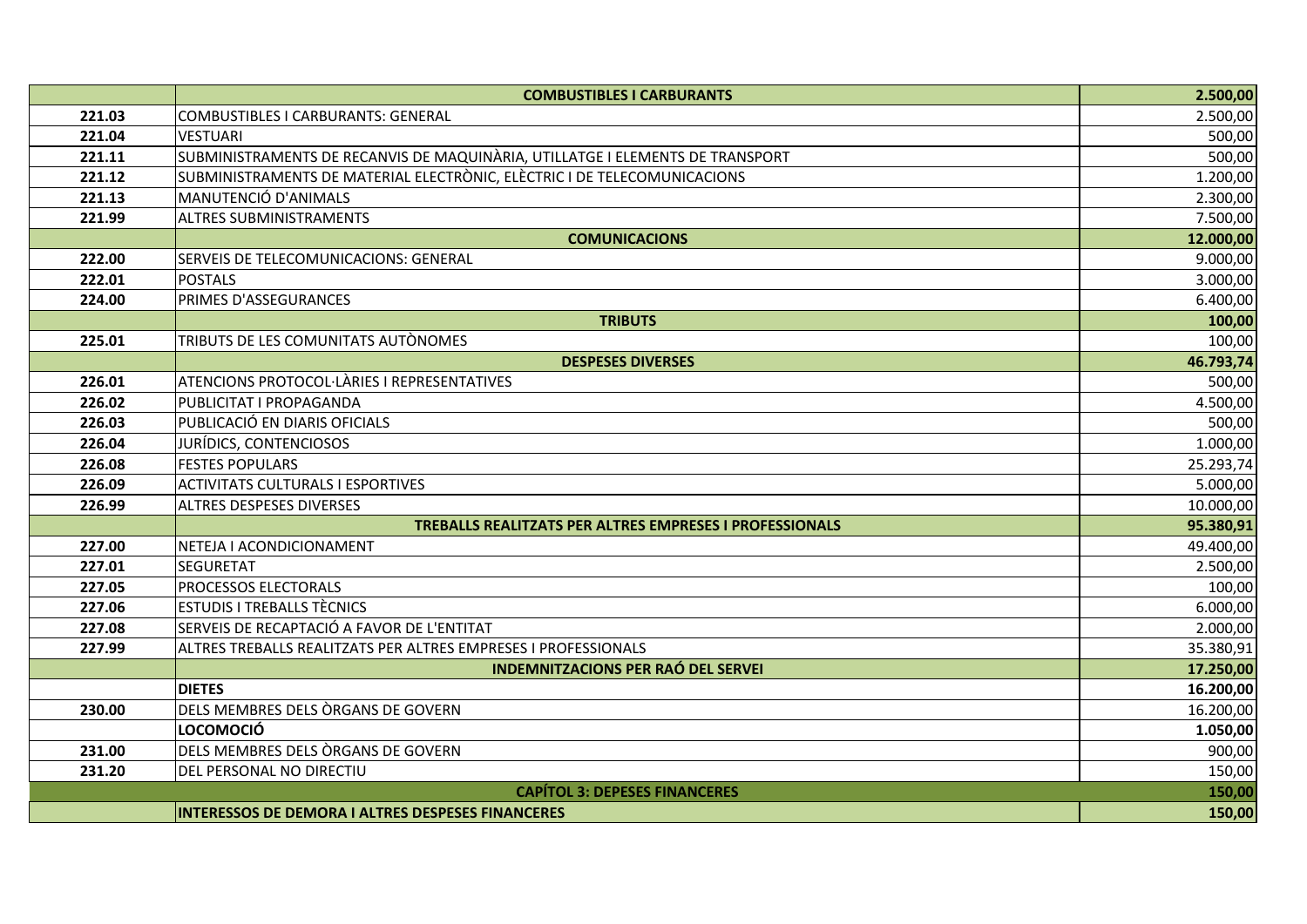|  |  |  |
|---|---|---|
| | **COMBUSTIBLES I CARBURANTS** | **2.500,00** |
| **221.03** | COMBUSTIBLES I CARBURANTS: GENERAL | 2.500,00 |
| **221.04** | VESTUARI | 500,00 |
| **221.11** | SUBMINISTRAMENTS DE RECANVIS DE MAQUINÀRIA, UTILLATGE I ELEMENTS DE TRANSPORT | 500,00 |
| **221.12** | SUBMINISTRAMENTS DE MATERIAL ELECTRÒNIC, ELÈCTRIC I DE TELECOMUNICACIONS | 1.200,00 |
| **221.13** | MANUTENCIÓ D'ANIMALS | 2.300,00 |
| **221.99** | ALTRES SUBMINISTRAMENTS | 7.500,00 |
| | **COMUNICACIONS** | **12.000,00** |
| **222.00** | SERVEIS DE TELECOMUNICACIONS: GENERAL | 9.000,00 |
| **222.01** | POSTALS | 3.000,00 |
| **224.00** | PRIMES D'ASSEGURANCES | 6.400,00 |
| | **TRIBUTS** | **100,00** |
| **225.01** | TRIBUTS DE LES COMUNITATS AUTÒNOMES | 100,00 |
| | **DESPESES DIVERSES** | **46.793,74** |
| **226.01** | ATENCIONS PROTOCOL·LÀRIES I REPRESENTATIVES | 500,00 |
| **226.02** | PUBLICITAT I PROPAGANDA | 4.500,00 |
| **226.03** | PUBLICACIÓ EN DIARIS OFICIALS | 500,00 |
| **226.04** | JURÍDICS, CONTENCIOSOS | 1.000,00 |
| **226.08** | FESTES POPULARS | 25.293,74 |
| **226.09** | ACTIVITATS CULTURALS I ESPORTIVES | 5.000,00 |
| **226.99** | ALTRES DESPESES DIVERSES | 10.000,00 |
| | **TREBALLS REALITZATS PER ALTRES EMPRESES I PROFESSIONALS** | **95.380,91** |
| **227.00** | NETEJA I ACONDICIONAMENT | 49.400,00 |
| **227.01** | SEGURETAT | 2.500,00 |
| **227.05** | PROCESSOS ELECTORALS | 100,00 |
| **227.06** | ESTUDIS I TREBALLS TÈCNICS | 6.000,00 |
| **227.08** | SERVEIS DE RECAPTACIÓ A FAVOR DE L'ENTITAT | 2.000,00 |
| **227.99** | ALTRES TREBALLS REALITZATS PER ALTRES EMPRESES I PROFESSIONALS | 35.380,91 |
| | **INDEMNITZACIONS PER RAÓ DEL SERVEI** | **17.250,00** |
| | **DIETES** | **16.200,00** |
| **230.00** | DELS MEMBRES DELS ÒRGANS DE GOVERN | 16.200,00 |
| | **LOCOMOCIÓ** | **1.050,00** |
| **231.00** | DELS MEMBRES DELS ÒRGANS DE GOVERN | 900,00 |
| **231.20** | DEL PERSONAL NO DIRECTIU | 150,00 |
| | **CAPÍTOL 3: DEPESES FINANCERES** | **150,00** |
| | **INTERESSOS DE DEMORA I ALTRES DESPESES FINANCERES** | **150,00** |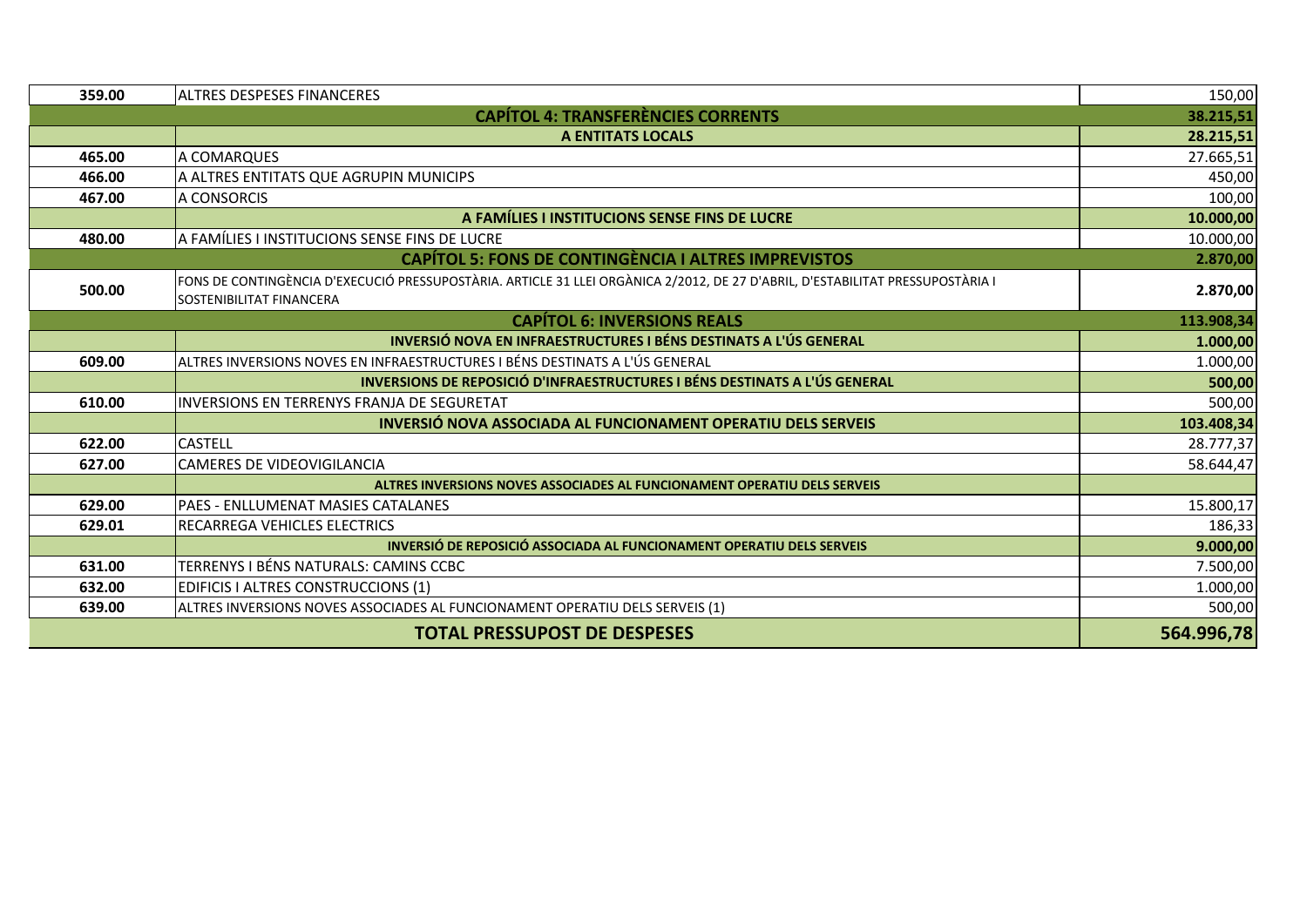| | | |
|---|---|---|
| 359.00 | ALTRES DESPESES FINANCERES | 150,00 |
| | **CAPÍTOL 4: TRANSFERÈNCIES CORRENTS** | **38.215,51** |
| | **A ENTITATS LOCALS** | **28.215,51** |
| 465.00 | A COMARQUES | 27.665,51 |
| 466.00 | A ALTRES ENTITATS QUE AGRUPIN MUNICIPS | 450,00 |
| 467.00 | A CONSORCIS | 100,00 |
| | **A FAMÍLIES I INSTITUCIONS SENSE FINS DE LUCRE** | **10.000,00** |
| 480.00 | A FAMÍLIES I INSTITUCIONS SENSE FINS DE LUCRE | 10.000,00 |
| | **CAPÍTOL 5: FONS DE CONTINGÈNCIA I ALTRES IMPREVISTOS** | **2.870,00** |
| 500.00 | FONS DE CONTINGÈNCIA D'EXECUCIÓ PRESSUPOSTÀRIA. ARTICLE 31 LLEI ORGÀNICA 2/2012, DE 27 D'ABRIL, D'ESTABILITAT PRESSUPOSTÀRIA I SOSTENIBILITAT FINANCERA | **2.870,00** |
| | **CAPÍTOL 6: INVERSIONS REALS** | **113.908,34** |
| | **INVERSIÓ NOVA EN INFRAESTRUCTURES I BÉNS DESTINATS A L'ÚS GENERAL** | **1.000,00** |
| 609.00 | ALTRES INVERSIONS NOVES EN INFRAESTRUCTURES I BÉNS DESTINATS A L'ÚS GENERAL | 1.000,00 |
| | **INVERSIONS DE REPOSICIÓ D'INFRAESTRUCTURES I BÉNS DESTINATS A L'ÚS GENERAL** | **500,00** |
| 610.00 | INVERSIONS EN TERRENYS FRANJA DE SEGURETAT | 500,00 |
| | **INVERSIÓ NOVA ASSOCIADA AL FUNCIONAMENT OPERATIU DELS SERVEIS** | **103.408,34** |
| 622.00 | CASTELL | 28.777,37 |
| 627.00 | CAMERES DE VIDEOVIGILANCIA | 58.644,47 |
| | **ALTRES INVERSIONS NOVES ASSOCIADES AL FUNCIONAMENT OPERATIU DELS SERVEIS** | |
| 629.00 | PAES - ENLLUMENAT MASIES CATALANES | 15.800,17 |
| 629.01 | RECARREGA VEHICLES ELECTRICS | 186,33 |
| | **INVERSIÓ DE REPOSICIÓ ASSOCIADA AL FUNCIONAMENT OPERATIU DELS SERVEIS** | **9.000,00** |
| 631.00 | TERRENYS I BÉNS NATURALS: CAMINS CCBC | 7.500,00 |
| 632.00 | EDIFICIS I ALTRES CONSTRUCCIONS (1) | 1.000,00 |
| 639.00 | ALTRES INVERSIONS NOVES ASSOCIADES AL FUNCIONAMENT OPERATIU DELS SERVEIS (1) | 500,00 |
| | **TOTAL PRESSUPOST DE DESPESES** | **564.996,78** |